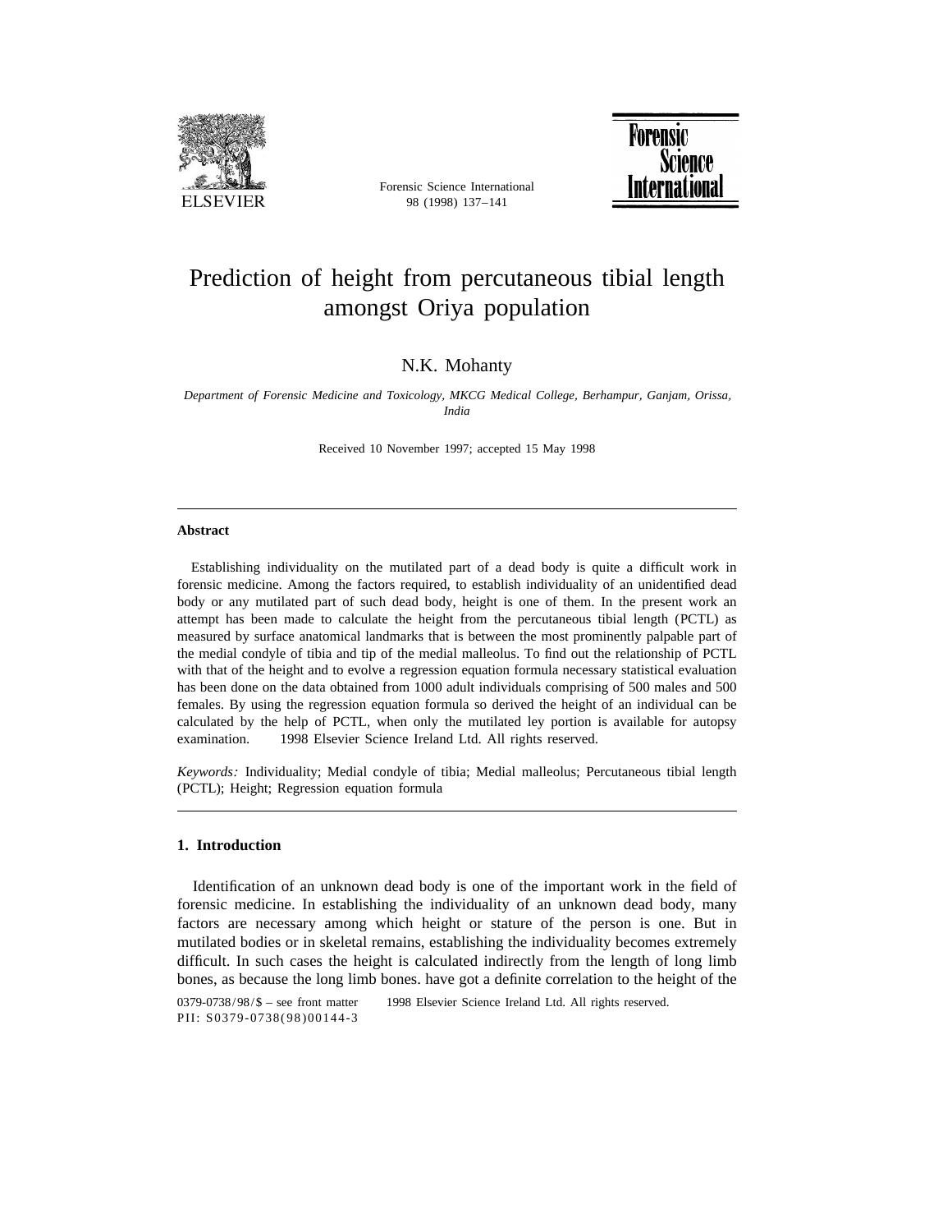# Prediction of height from percutaneous tibial length amongst Oriya population

N.K. Mohanty

*Department of Forensic Medicine and Toxicology, MKCG Medical College, Berhampur, Ganjam, Orissa, India*

Received 10 November 1997; accepted 15 May 1998

## Abstract

Establishing individuality on the mutilated part of a dead body is quite a difficult work in forensic medicine. Among the factors required, to establish individuality of an unidentified dead body or any mutilated part of such dead body, height is one of them. In the present work an attempt has been made to calculate the height from the percutaneous tibial length (PCTL) as measured by surface anatomical landmarks that is between the most prominently palpable part of the medial condyle of tibia and tip of the medial malleolus. To find out the relationship of PCTL with that of the height and to evolve a regression equation formula necessary statistical evaluation has been done on the data obtained from 1000 adult individuals comprising of 500 males and 500 females. By using the regression equation formula so derived the height of an individual can be calculated by the help of PCTL, when only the mutilated ley portion is available for autopsy examination. © 1998 Elsevier Science Ireland Ltd. All rights reserved.

*Keywords:* Individuality; Medial condyle of tibia; Medial malleolus; Percutaneous tibial length (PCTL); Height; Regression equation formula

## 1. Introduction

Identification of an unknown dead body is one of the important work in the field of forensic medicine. In establishing the individuality of an unknown dead body, many factors are necessary among which height or stature of the person is one. But in mutilated bodies or in skeletal remains, establishing the individuality becomes extremely difficult. In such cases the height is calculated indirectly from the length of long limb bones, as because the long limb bones. have got a definite correlation to the height of the

0379-0738/98/$ – see front matter © 1998 Elsevier Science Ireland Ltd. All rights reserved.
PII: S0379-0738(98)00144-3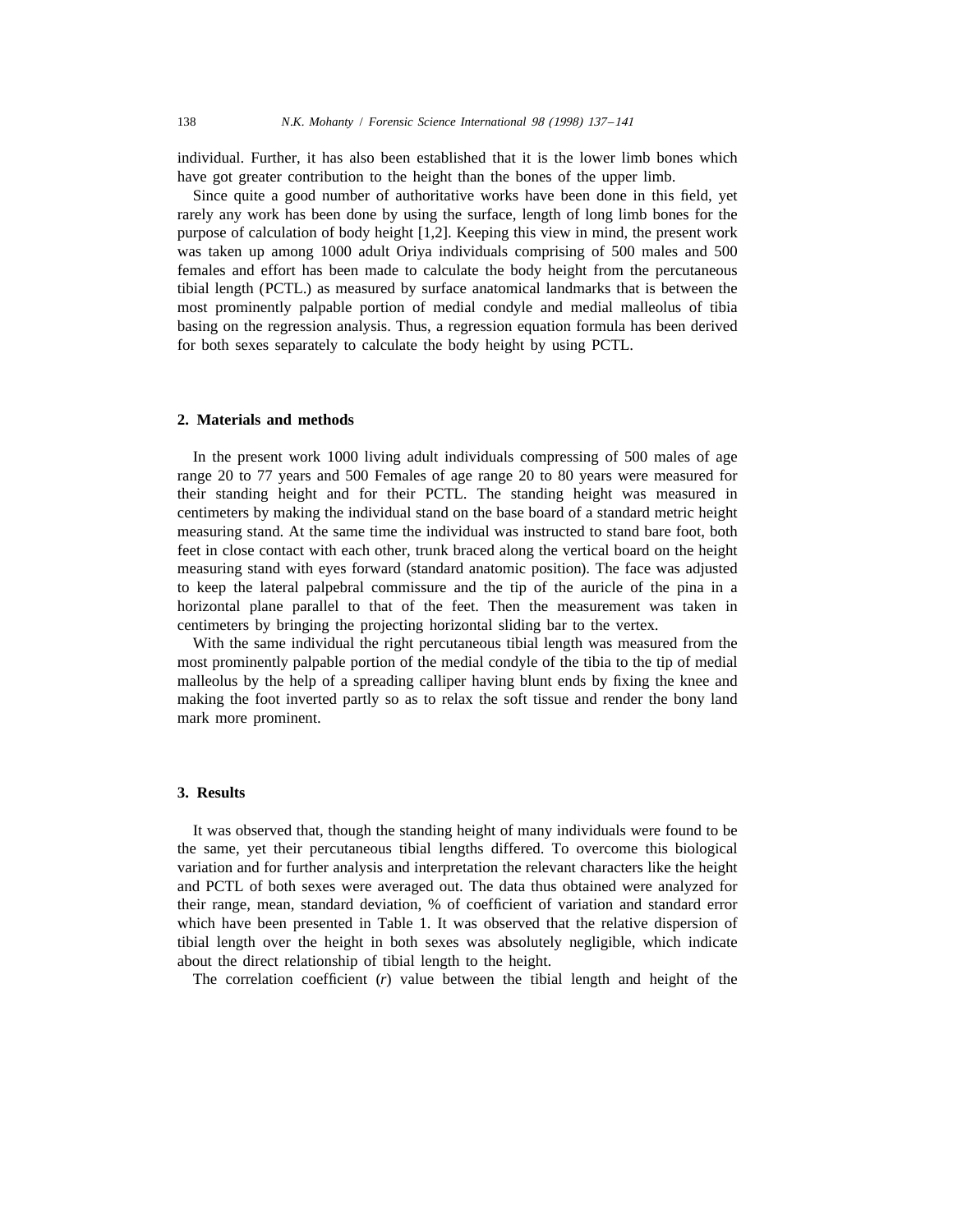individual. Further, it has also been established that it is the lower limb bones which have got greater contribution to the height than the bones of the upper limb.

Since quite a good number of authoritative works have been done in this field, yet rarely any work has been done by using the surface, length of long limb bones for the purpose of calculation of body height [1,2]. Keeping this view in mind, the present work was taken up among 1000 adult Oriya individuals comprising of 500 males and 500 females and effort has been made to calculate the body height from the percutaneous tibial length (PCTL.) as measured by surface anatomical landmarks that is between the most prominently palpable portion of medial condyle and medial malleolus of tibia basing on the regression analysis. Thus, a regression equation formula has been derived for both sexes separately to calculate the body height by using PCTL.

## 2. Materials and methods

In the present work 1000 living adult individuals compressing of 500 males of age range 20 to 77 years and 500 Females of age range 20 to 80 years were measured for their standing height and for their PCTL. The standing height was measured in centimeters by making the individual stand on the base board of a standard metric height measuring stand. At the same time the individual was instructed to stand bare foot, both feet in close contact with each other, trunk braced along the vertical board on the height measuring stand with eyes forward (standard anatomic position). The face was adjusted to keep the lateral palpebral commissure and the tip of the auricle of the pina in a horizontal plane parallel to that of the feet. Then the measurement was taken in centimeters by bringing the projecting horizontal sliding bar to the vertex.

With the same individual the right percutaneous tibial length was measured from the most prominently palpable portion of the medial condyle of the tibia to the tip of medial malleolus by the help of a spreading calliper having blunt ends by fixing the knee and making the foot inverted partly so as to relax the soft tissue and render the bony land mark more prominent.

## 3. Results

It was observed that, though the standing height of many individuals were found to be the same, yet their percutaneous tibial lengths differed. To overcome this biological variation and for further analysis and interpretation the relevant characters like the height and PCTL of both sexes were averaged out. The data thus obtained were analyzed for their range, mean, standard deviation, % of coefficient of variation and standard error which have been presented in Table 1. It was observed that the relative dispersion of tibial length over the height in both sexes was absolutely negligible, which indicate about the direct relationship of tibial length to the height.

The correlation coefficient ($r$) value between the tibial length and height of the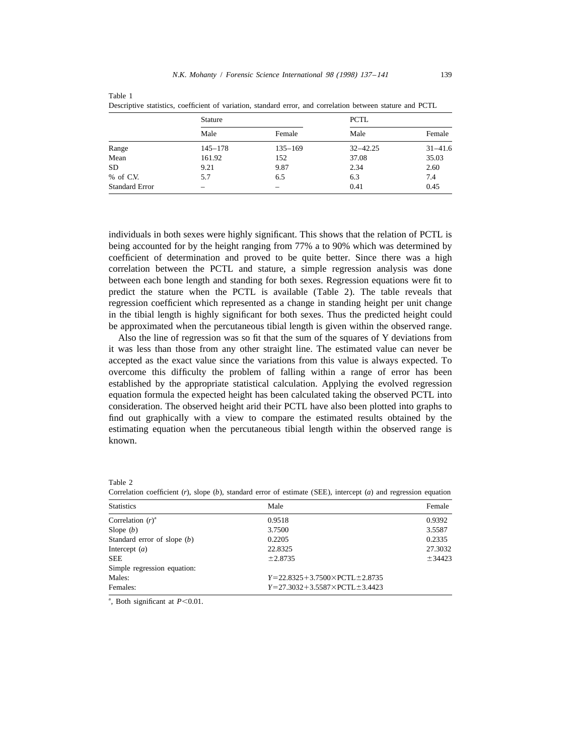Table 1
Descriptive statistics, coefficient of variation, standard error, and correlation between stature and PCTL

| | Stature | | PCTL | |
|---|---|---|---|---|
| | Male | Female | Male | Female |
| Range | 145–178 | 135–169 | 32–42.25 | 31–41.6 |
| Mean | 161.92 | 152 | 37.08 | 35.03 |
| SD | 9.21 | 9.87 | 2.34 | 2.60 |
| % of C.V. | 5.7 | 6.5 | 6.3 | 7.4 |
| Standard Error | – | – | 0.41 | 0.45 |

individuals in both sexes were highly significant. This shows that the relation of PCTL is being accounted for by the height ranging from 77% a to 90% which was determined by coefficient of determination and proved to be quite better. Since there was a high correlation between the PCTL and stature, a simple regression analysis was done between each bone length and standing for both sexes. Regression equations were fit to predict the stature when the PCTL is available (Table 2). The table reveals that regression coefficient which represented as a change in standing height per unit change in the tibial length is highly significant for both sexes. Thus the predicted height could be approximated when the percutaneous tibial length is given within the observed range.

Also the line of regression was so fit that the sum of the squares of Y deviations from it was less than those from any other straight line. The estimated value can never be accepted as the exact value since the variations from this value is always expected. To overcome this difficulty the problem of falling within a range of error has been established by the appropriate statistical calculation. Applying the evolved regression equation formula the expected height has been calculated taking the observed PCTL into consideration. The observed height arid their PCTL have also been plotted into graphs to find out graphically with a view to compare the estimated results obtained by the estimating equation when the percutaneous tibial length within the observed range is known.

Table 2
Correlation coefficient (*r*), slope (*b*), standard error of estimate (SEE), intercept (*a*) and regression equation

| Statistics | Male | Female |
|---|---|---|
| Correlation (*r*)[a] | 0.9518 | 0.9392 |
| Slope (*b*) | 3.7500 | 3.5587 |
| Standard error of slope (*b*) | 0.2205 | 0.2335 |
| Intercept (*a*) | 22.8325 | 27.3032 |
| SEE | ±2.8735 | ±34423 |
| Simple regression equation: | | |
| Males: | $Y = 22.8325 + 3.7500 \times \text{PCTL} \pm 2.8735$ | |
| Females: | $Y = 27.3032 + 3.5587 \times \text{PCTL} \pm 3.4423$ | |

[a], Both significant at $P < 0.01$.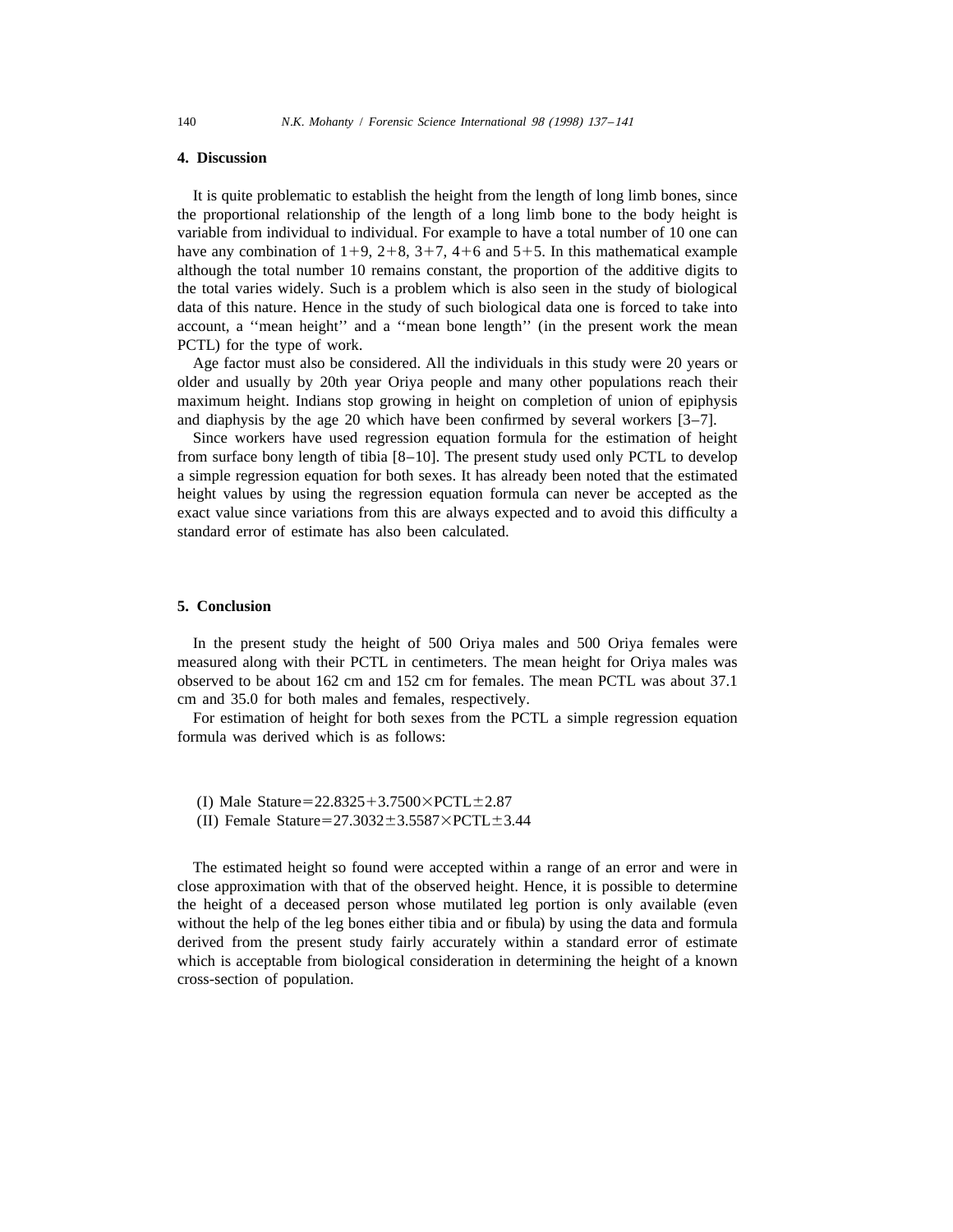## 4. Discussion

It is quite problematic to establish the height from the length of long limb bones, since the proportional relationship of the length of a long limb bone to the body height is variable from individual to individual. For example to have a total number of 10 one can have any combination of 1+9, 2+8, 3+7, 4+6 and 5+5. In this mathematical example although the total number 10 remains constant, the proportion of the additive digits to the total varies widely. Such is a problem which is also seen in the study of biological data of this nature. Hence in the study of such biological data one is forced to take into account, a ''mean height'' and a ''mean bone length'' (in the present work the mean PCTL) for the type of work.

Age factor must also be considered. All the individuals in this study were 20 years or older and usually by 20th year Oriya people and many other populations reach their maximum height. Indians stop growing in height on completion of union of epiphysis and diaphysis by the age 20 which have been confirmed by several workers [3–7].

Since workers have used regression equation formula for the estimation of height from surface bony length of tibia [8–10]. The present study used only PCTL to develop a simple regression equation for both sexes. It has already been noted that the estimated height values by using the regression equation formula can never be accepted as the exact value since variations from this are always expected and to avoid this difficulty a standard error of estimate has also been calculated.

## 5. Conclusion

In the present study the height of 500 Oriya males and 500 Oriya females were measured along with their PCTL in centimeters. The mean height for Oriya males was observed to be about 162 cm and 152 cm for females. The mean PCTL was about 37.1 cm and 35.0 for both males and females, respectively.

For estimation of height for both sexes from the PCTL a simple regression equation formula was derived which is as follows:

(I) Male Stature $= 22.8325 + 3.7500 \times \text{PCTL} \pm 2.87$

(II) Female Stature $= 27.3032 \pm 3.5587 \times \text{PCTL} \pm 3.44$

The estimated height so found were accepted within a range of an error and were in close approximation with that of the observed height. Hence, it is possible to determine the height of a deceased person whose mutilated leg portion is only available (even without the help of the leg bones either tibia and or fibula) by using the data and formula derived from the present study fairly accurately within a standard error of estimate which is acceptable from biological consideration in determining the height of a known cross-section of population.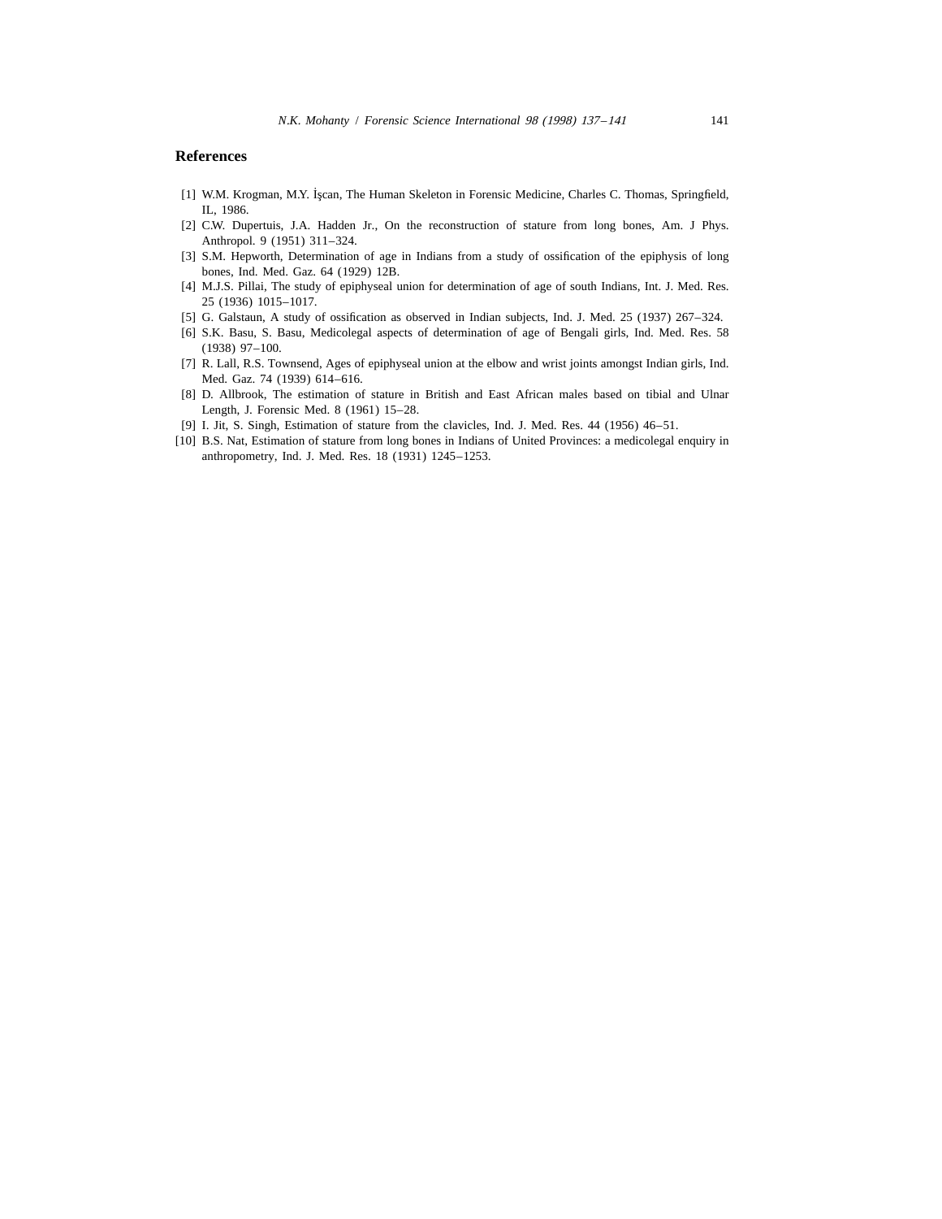## References

[1] W.M. Krogman, M.Y. İşcan, The Human Skeleton in Forensic Medicine, Charles C. Thomas, Springfield, IL, 1986.

[2] C.W. Dupertuis, J.A. Hadden Jr., On the reconstruction of stature from long bones, Am. J Phys. Anthropol. 9 (1951) 311–324.

[3] S.M. Hepworth, Determination of age in Indians from a study of ossification of the epiphysis of long bones, Ind. Med. Gaz. 64 (1929) 12B.

[4] M.J.S. Pillai, The study of epiphyseal union for determination of age of south Indians, Int. J. Med. Res. 25 (1936) 1015–1017.

[5] G. Galstaun, A study of ossification as observed in Indian subjects, Ind. J. Med. 25 (1937) 267–324.

[6] S.K. Basu, S. Basu, Medicolegal aspects of determination of age of Bengali girls, Ind. Med. Res. 58 (1938) 97–100.

[7] R. Lall, R.S. Townsend, Ages of epiphyseal union at the elbow and wrist joints amongst Indian girls, Ind. Med. Gaz. 74 (1939) 614–616.

[8] D. Allbrook, The estimation of stature in British and East African males based on tibial and Ulnar Length, J. Forensic Med. 8 (1961) 15–28.

[9] I. Jit, S. Singh, Estimation of stature from the clavicles, Ind. J. Med. Res. 44 (1956) 46–51.

[10] B.S. Nat, Estimation of stature from long bones in Indians of United Provinces: a medicolegal enquiry in anthropometry, Ind. J. Med. Res. 18 (1931) 1245–1253.